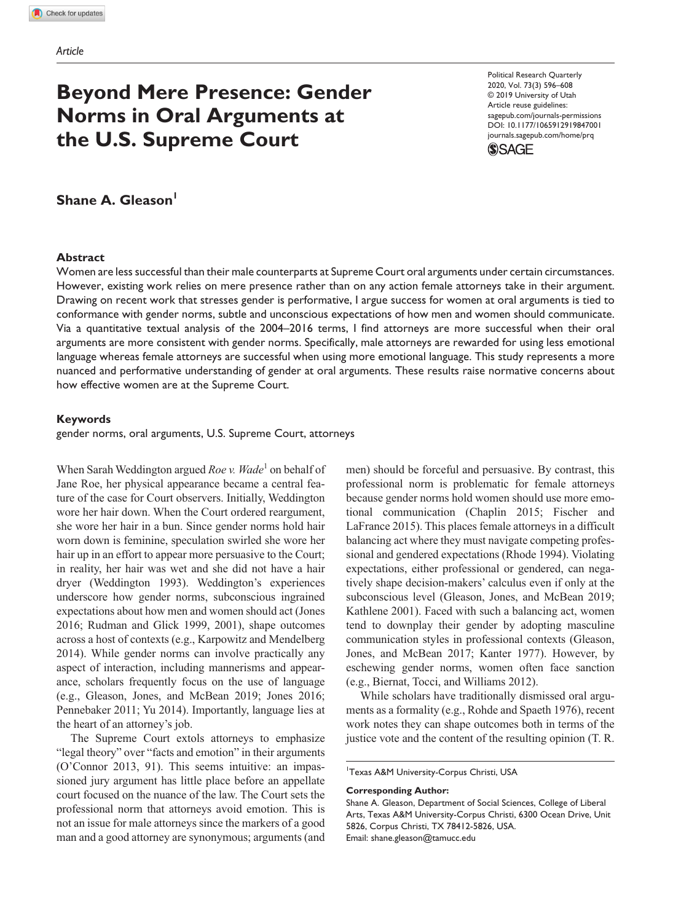Article

# Beyond Mere Presence: Gender Norms in Oral Arguments at the U.S. Supreme Court

**Shane A. Gleason**[1]

## Abstract

Women are less successful than their male counterparts at Supreme Court oral arguments under certain circumstances. However, existing work relies on mere presence rather than on any action female attorneys take in their argument. Drawing on recent work that stresses gender is performative, I argue success for women at oral arguments is tied to conformance with gender norms, subtle and unconscious expectations of how men and women should communicate. Via a quantitative textual analysis of the 2004–2016 terms, I find attorneys are more successful when their oral arguments are more consistent with gender norms. Specifically, male attorneys are rewarded for using less emotional language whereas female attorneys are successful when using more emotional language. This study represents a more nuanced and performative understanding of gender at oral arguments. These results raise normative concerns about how effective women are at the Supreme Court.

## Keywords

gender norms, oral arguments, U.S. Supreme Court, attorneys

When Sarah Weddington argued *Roe v. Wade*[1] on behalf of Jane Roe, her physical appearance became a central feature of the case for Court observers. Initially, Weddington wore her hair down. When the Court ordered reargument, she wore her hair in a bun. Since gender norms hold hair worn down is feminine, speculation swirled she wore her hair up in an effort to appear more persuasive to the Court; in reality, her hair was wet and she did not have a hair dryer (Weddington 1993). Weddington's experiences underscore how gender norms, subconscious ingrained expectations about how men and women should act (Jones 2016; Rudman and Glick 1999, 2001), shape outcomes across a host of contexts (e.g., Karpowitz and Mendelberg 2014). While gender norms can involve practically any aspect of interaction, including mannerisms and appearance, scholars frequently focus on the use of language (e.g., Gleason, Jones, and McBean 2019; Jones 2016; Pennebaker 2011; Yu 2014). Importantly, language lies at the heart of an attorney's job.

The Supreme Court extols attorneys to emphasize "legal theory" over "facts and emotion" in their arguments (O'Connor 2013, 91). This seems intuitive: an impassioned jury argument has little place before an appellate court focused on the nuance of the law. The Court sets the professional norm that attorneys avoid emotion. This is not an issue for male attorneys since the markers of a good man and a good attorney are synonymous; arguments (and men) should be forceful and persuasive. By contrast, this professional norm is problematic for female attorneys because gender norms hold women should use more emotional communication (Chaplin 2015; Fischer and LaFrance 2015). This places female attorneys in a difficult balancing act where they must navigate competing professional and gendered expectations (Rhode 1994). Violating expectations, either professional or gendered, can negatively shape decision-makers' calculus even if only at the subconscious level (Gleason, Jones, and McBean 2019; Kathlene 2001). Faced with such a balancing act, women tend to downplay their gender by adopting masculine communication styles in professional contexts (Gleason, Jones, and McBean 2017; Kanter 1977). However, by eschewing gender norms, women often face sanction (e.g., Biernat, Tocci, and Williams 2012).

While scholars have traditionally dismissed oral arguments as a formality (e.g., Rohde and Spaeth 1976), recent work notes they can shape outcomes both in terms of the justice vote and the content of the resulting opinion (T. R.

[1]Texas A&M University-Corpus Christi, USA

**Corresponding Author:**
Shane A. Gleason, Department of Social Sciences, College of Liberal Arts, Texas A&M University-Corpus Christi, 6300 Ocean Drive, Unit 5826, Corpus Christi, TX 78412-5826, USA.
Email: shane.gleason@tamucc.edu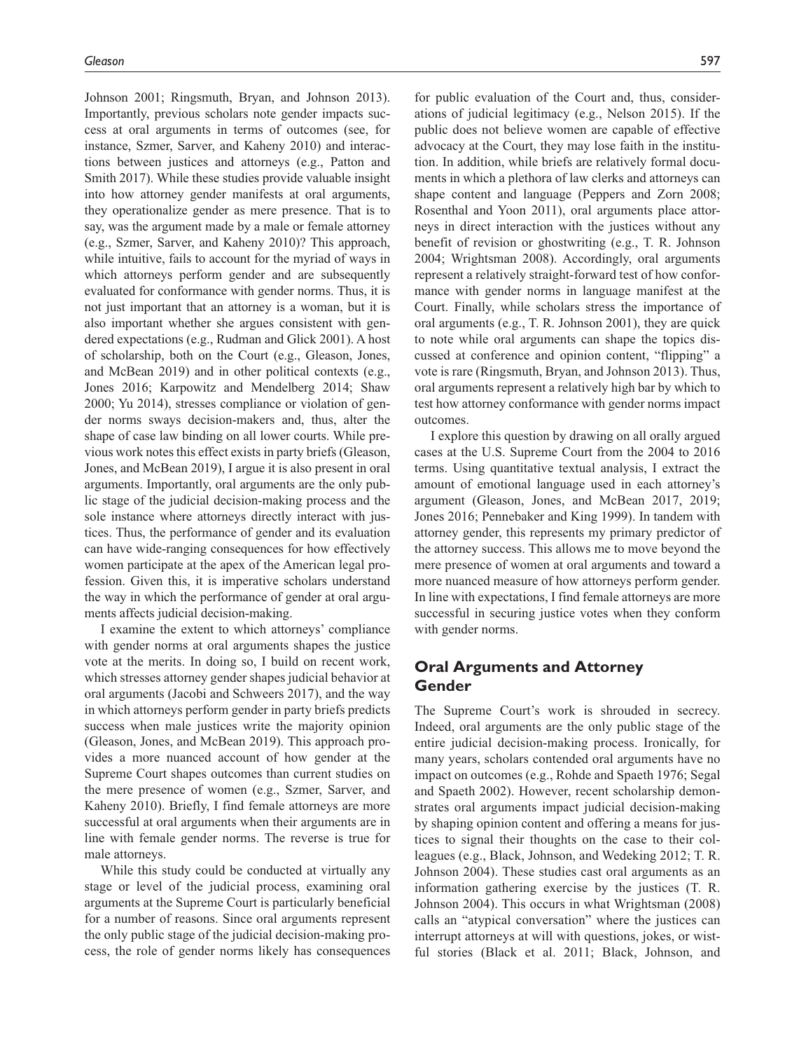Johnson 2001; Ringsmuth, Bryan, and Johnson 2013). Importantly, previous scholars note gender impacts success at oral arguments in terms of outcomes (see, for instance, Szmer, Sarver, and Kaheny 2010) and interactions between justices and attorneys (e.g., Patton and Smith 2017). While these studies provide valuable insight into how attorney gender manifests at oral arguments, they operationalize gender as mere presence. That is to say, was the argument made by a male or female attorney (e.g., Szmer, Sarver, and Kaheny 2010)? This approach, while intuitive, fails to account for the myriad of ways in which attorneys perform gender and are subsequently evaluated for conformance with gender norms. Thus, it is not just important that an attorney is a woman, but it is also important whether she argues consistent with gendered expectations (e.g., Rudman and Glick 2001). A host of scholarship, both on the Court (e.g., Gleason, Jones, and McBean 2019) and in other political contexts (e.g., Jones 2016; Karpowitz and Mendelberg 2014; Shaw 2000; Yu 2014), stresses compliance or violation of gender norms sways decision-makers and, thus, alter the shape of case law binding on all lower courts. While previous work notes this effect exists in party briefs (Gleason, Jones, and McBean 2019), I argue it is also present in oral arguments. Importantly, oral arguments are the only public stage of the judicial decision-making process and the sole instance where attorneys directly interact with justices. Thus, the performance of gender and its evaluation can have wide-ranging consequences for how effectively women participate at the apex of the American legal profession. Given this, it is imperative scholars understand the way in which the performance of gender at oral arguments affects judicial decision-making.

I examine the extent to which attorneys' compliance with gender norms at oral arguments shapes the justice vote at the merits. In doing so, I build on recent work, which stresses attorney gender shapes judicial behavior at oral arguments (Jacobi and Schweers 2017), and the way in which attorneys perform gender in party briefs predicts success when male justices write the majority opinion (Gleason, Jones, and McBean 2019). This approach provides a more nuanced account of how gender at the Supreme Court shapes outcomes than current studies on the mere presence of women (e.g., Szmer, Sarver, and Kaheny 2010). Briefly, I find female attorneys are more successful at oral arguments when their arguments are in line with female gender norms. The reverse is true for male attorneys.

While this study could be conducted at virtually any stage or level of the judicial process, examining oral arguments at the Supreme Court is particularly beneficial for a number of reasons. Since oral arguments represent the only public stage of the judicial decision-making process, the role of gender norms likely has consequences for public evaluation of the Court and, thus, considerations of judicial legitimacy (e.g., Nelson 2015). If the public does not believe women are capable of effective advocacy at the Court, they may lose faith in the institution. In addition, while briefs are relatively formal documents in which a plethora of law clerks and attorneys can shape content and language (Peppers and Zorn 2008; Rosenthal and Yoon 2011), oral arguments place attorneys in direct interaction with the justices without any benefit of revision or ghostwriting (e.g., T. R. Johnson 2004; Wrightsman 2008). Accordingly, oral arguments represent a relatively straight-forward test of how conformance with gender norms in language manifest at the Court. Finally, while scholars stress the importance of oral arguments (e.g., T. R. Johnson 2001), they are quick to note while oral arguments can shape the topics discussed at conference and opinion content, "flipping" a vote is rare (Ringsmuth, Bryan, and Johnson 2013). Thus, oral arguments represent a relatively high bar by which to test how attorney conformance with gender norms impact outcomes.

I explore this question by drawing on all orally argued cases at the U.S. Supreme Court from the 2004 to 2016 terms. Using quantitative textual analysis, I extract the amount of emotional language used in each attorney's argument (Gleason, Jones, and McBean 2017, 2019; Jones 2016; Pennebaker and King 1999). In tandem with attorney gender, this represents my primary predictor of the attorney success. This allows me to move beyond the mere presence of women at oral arguments and toward a more nuanced measure of how attorneys perform gender. In line with expectations, I find female attorneys are more successful in securing justice votes when they conform with gender norms.

## Oral Arguments and Attorney Gender

The Supreme Court's work is shrouded in secrecy. Indeed, oral arguments are the only public stage of the entire judicial decision-making process. Ironically, for many years, scholars contended oral arguments have no impact on outcomes (e.g., Rohde and Spaeth 1976; Segal and Spaeth 2002). However, recent scholarship demonstrates oral arguments impact judicial decision-making by shaping opinion content and offering a means for justices to signal their thoughts on the case to their colleagues (e.g., Black, Johnson, and Wedeking 2012; T. R. Johnson 2004). These studies cast oral arguments as an information gathering exercise by the justices (T. R. Johnson 2004). This occurs in what Wrightsman (2008) calls an "atypical conversation" where the justices can interrupt attorneys at will with questions, jokes, or wistful stories (Black et al. 2011; Black, Johnson, and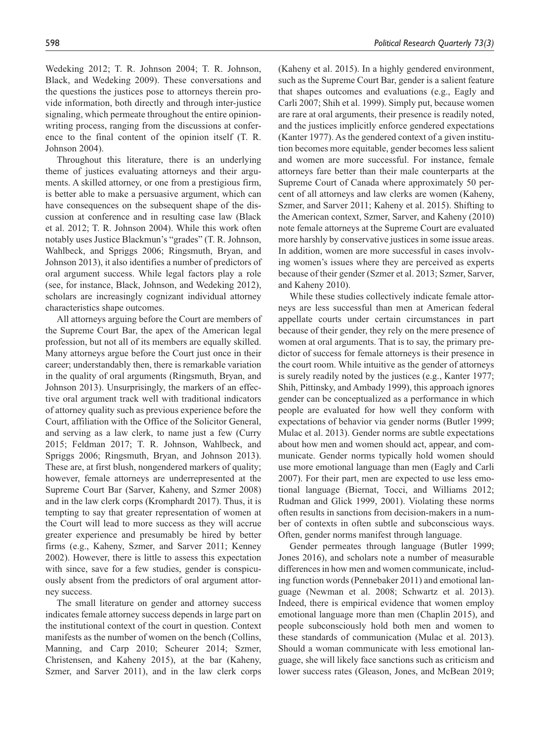Wedeking 2012; T. R. Johnson 2004; T. R. Johnson, Black, and Wedeking 2009). These conversations and the questions the justices pose to attorneys therein provide information, both directly and through inter-justice signaling, which permeate throughout the entire opinion-writing process, ranging from the discussions at conference to the final content of the opinion itself (T. R. Johnson 2004).

Throughout this literature, there is an underlying theme of justices evaluating attorneys and their arguments. A skilled attorney, or one from a prestigious firm, is better able to make a persuasive argument, which can have consequences on the subsequent shape of the discussion at conference and in resulting case law (Black et al. 2012; T. R. Johnson 2004). While this work often notably uses Justice Blackmun's "grades" (T. R. Johnson, Wahlbeck, and Spriggs 2006; Ringsmuth, Bryan, and Johnson 2013), it also identifies a number of predictors of oral argument success. While legal factors play a role (see, for instance, Black, Johnson, and Wedeking 2012), scholars are increasingly cognizant individual attorney characteristics shape outcomes.

All attorneys arguing before the Court are members of the Supreme Court Bar, the apex of the American legal profession, but not all of its members are equally skilled. Many attorneys argue before the Court just once in their career; understandably then, there is remarkable variation in the quality of oral arguments (Ringsmuth, Bryan, and Johnson 2013). Unsurprisingly, the markers of an effective oral argument track well with traditional indicators of attorney quality such as previous experience before the Court, affiliation with the Office of the Solicitor General, and serving as a law clerk, to name just a few (Curry 2015; Feldman 2017; T. R. Johnson, Wahlbeck, and Spriggs 2006; Ringsmuth, Bryan, and Johnson 2013). These are, at first blush, nongendered markers of quality; however, female attorneys are underrepresented at the Supreme Court Bar (Sarver, Kaheny, and Szmer 2008) and in the law clerk corps (Kromphardt 2017). Thus, it is tempting to say that greater representation of women at the Court will lead to more success as they will accrue greater experience and presumably be hired by better firms (e.g., Kaheny, Szmer, and Sarver 2011; Kenney 2002). However, there is little to assess this expectation with since, save for a few studies, gender is conspicuously absent from the predictors of oral argument attorney success.

The small literature on gender and attorney success indicates female attorney success depends in large part on the institutional context of the court in question. Context manifests as the number of women on the bench (Collins, Manning, and Carp 2010; Scheurer 2014; Szmer, Christensen, and Kaheny 2015), at the bar (Kaheny, Szmer, and Sarver 2011), and in the law clerk corps (Kaheny et al. 2015). In a highly gendered environment, such as the Supreme Court Bar, gender is a salient feature that shapes outcomes and evaluations (e.g., Eagly and Carli 2007; Shih et al. 1999). Simply put, because women are rare at oral arguments, their presence is readily noted, and the justices implicitly enforce gendered expectations (Kanter 1977). As the gendered context of a given institution becomes more equitable, gender becomes less salient and women are more successful. For instance, female attorneys fare better than their male counterparts at the Supreme Court of Canada where approximately 50 percent of all attorneys and law clerks are women (Kaheny, Szmer, and Sarver 2011; Kaheny et al. 2015). Shifting to the American context, Szmer, Sarver, and Kaheny (2010) note female attorneys at the Supreme Court are evaluated more harshly by conservative justices in some issue areas. In addition, women are more successful in cases involving women's issues where they are perceived as experts because of their gender (Szmer et al. 2013; Szmer, Sarver, and Kaheny 2010).

While these studies collectively indicate female attorneys are less successful than men at American federal appellate courts under certain circumstances in part because of their gender, they rely on the mere presence of women at oral arguments. That is to say, the primary predictor of success for female attorneys is their presence in the court room. While intuitive as the gender of attorneys is surely readily noted by the justices (e.g., Kanter 1977; Shih, Pittinsky, and Ambady 1999), this approach ignores gender can be conceptualized as a performance in which people are evaluated for how well they conform with expectations of behavior via gender norms (Butler 1999; Mulac et al. 2013). Gender norms are subtle expectations about how men and women should act, appear, and communicate. Gender norms typically hold women should use more emotional language than men (Eagly and Carli 2007). For their part, men are expected to use less emotional language (Biernat, Tocci, and Williams 2012; Rudman and Glick 1999, 2001). Violating these norms often results in sanctions from decision-makers in a number of contexts in often subtle and subconscious ways. Often, gender norms manifest through language.

Gender permeates through language (Butler 1999; Jones 2016), and scholars note a number of measurable differences in how men and women communicate, including function words (Pennebaker 2011) and emotional language (Newman et al. 2008; Schwartz et al. 2013). Indeed, there is empirical evidence that women employ emotional language more than men (Chaplin 2015), and people subconsciously hold both men and women to these standards of communication (Mulac et al. 2013). Should a woman communicate with less emotional language, she will likely face sanctions such as criticism and lower success rates (Gleason, Jones, and McBean 2019;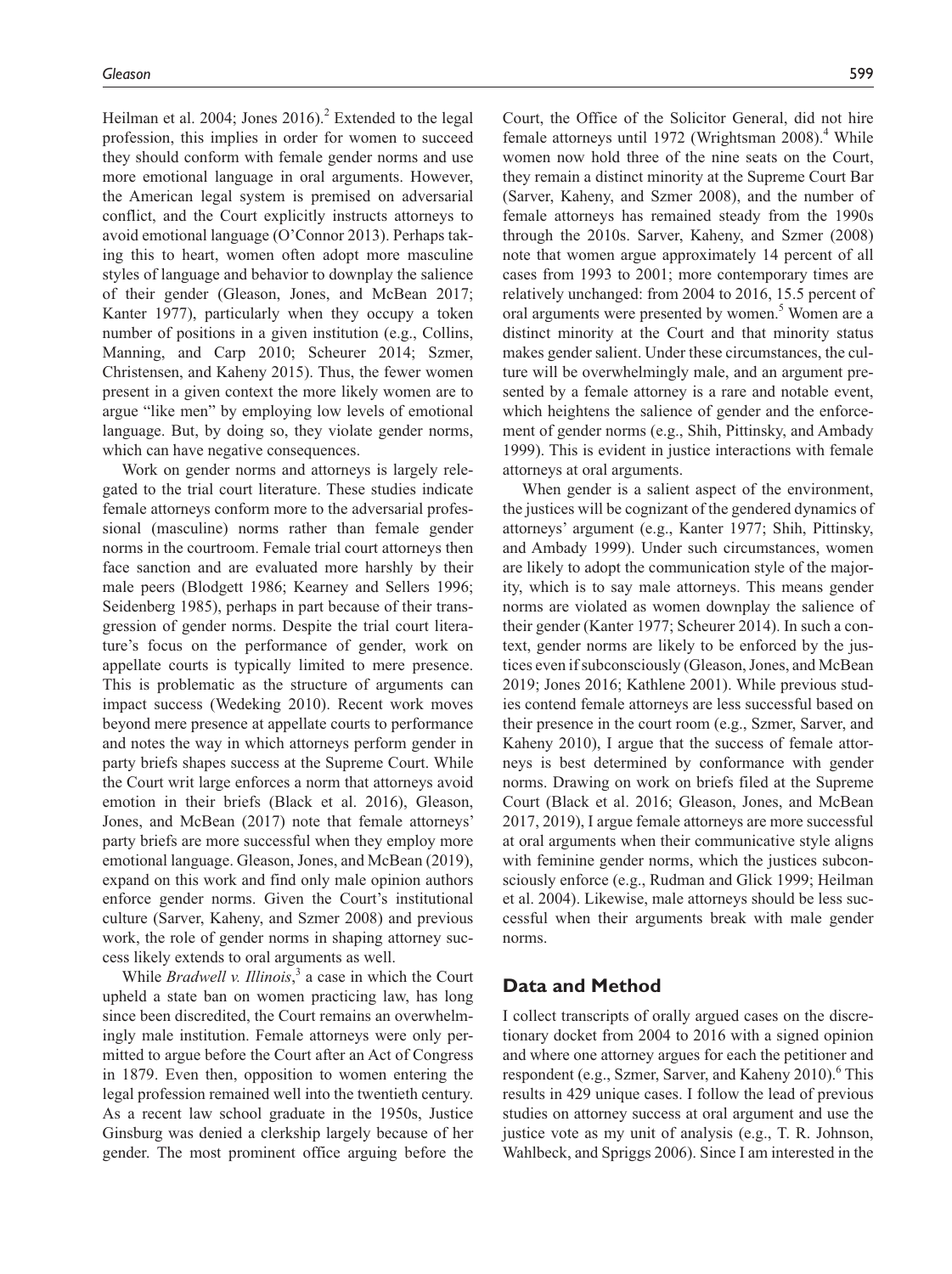Heilman et al. 2004; Jones 2016).[2] Extended to the legal profession, this implies in order for women to succeed they should conform with female gender norms and use more emotional language in oral arguments. However, the American legal system is premised on adversarial conflict, and the Court explicitly instructs attorneys to avoid emotional language (O'Connor 2013). Perhaps taking this to heart, women often adopt more masculine styles of language and behavior to downplay the salience of their gender (Gleason, Jones, and McBean 2017; Kanter 1977), particularly when they occupy a token number of positions in a given institution (e.g., Collins, Manning, and Carp 2010; Scheurer 2014; Szmer, Christensen, and Kaheny 2015). Thus, the fewer women present in a given context the more likely women are to argue "like men" by employing low levels of emotional language. But, by doing so, they violate gender norms, which can have negative consequences.

Work on gender norms and attorneys is largely relegated to the trial court literature. These studies indicate female attorneys conform more to the adversarial professional (masculine) norms rather than female gender norms in the courtroom. Female trial court attorneys then face sanction and are evaluated more harshly by their male peers (Blodgett 1986; Kearney and Sellers 1996; Seidenberg 1985), perhaps in part because of their transgression of gender norms. Despite the trial court literature's focus on the performance of gender, work on appellate courts is typically limited to mere presence. This is problematic as the structure of arguments can impact success (Wedeking 2010). Recent work moves beyond mere presence at appellate courts to performance and notes the way in which attorneys perform gender in party briefs shapes success at the Supreme Court. While the Court writ large enforces a norm that attorneys avoid emotion in their briefs (Black et al. 2016), Gleason, Jones, and McBean (2017) note that female attorneys' party briefs are more successful when they employ more emotional language. Gleason, Jones, and McBean (2019), expand on this work and find only male opinion authors enforce gender norms. Given the Court's institutional culture (Sarver, Kaheny, and Szmer 2008) and previous work, the role of gender norms in shaping attorney success likely extends to oral arguments as well.

While *Bradwell v. Illinois*,[3] a case in which the Court upheld a state ban on women practicing law, has long since been discredited, the Court remains an overwhelmingly male institution. Female attorneys were only permitted to argue before the Court after an Act of Congress in 1879. Even then, opposition to women entering the legal profession remained well into the twentieth century. As a recent law school graduate in the 1950s, Justice Ginsburg was denied a clerkship largely because of her gender. The most prominent office arguing before the Court, the Office of the Solicitor General, did not hire female attorneys until 1972 (Wrightsman 2008).[4] While women now hold three of the nine seats on the Court, they remain a distinct minority at the Supreme Court Bar (Sarver, Kaheny, and Szmer 2008), and the number of female attorneys has remained steady from the 1990s through the 2010s. Sarver, Kaheny, and Szmer (2008) note that women argue approximately 14 percent of all cases from 1993 to 2001; more contemporary times are relatively unchanged: from 2004 to 2016, 15.5 percent of oral arguments were presented by women.[5] Women are a distinct minority at the Court and that minority status makes gender salient. Under these circumstances, the culture will be overwhelmingly male, and an argument presented by a female attorney is a rare and notable event, which heightens the salience of gender and the enforcement of gender norms (e.g., Shih, Pittinsky, and Ambady 1999). This is evident in justice interactions with female attorneys at oral arguments.

When gender is a salient aspect of the environment, the justices will be cognizant of the gendered dynamics of attorneys' argument (e.g., Kanter 1977; Shih, Pittinsky, and Ambady 1999). Under such circumstances, women are likely to adopt the communication style of the majority, which is to say male attorneys. This means gender norms are violated as women downplay the salience of their gender (Kanter 1977; Scheurer 2014). In such a context, gender norms are likely to be enforced by the justices even if subconsciously (Gleason, Jones, and McBean 2019; Jones 2016; Kathlene 2001). While previous studies contend female attorneys are less successful based on their presence in the court room (e.g., Szmer, Sarver, and Kaheny 2010), I argue that the success of female attorneys is best determined by conformance with gender norms. Drawing on work on briefs filed at the Supreme Court (Black et al. 2016; Gleason, Jones, and McBean 2017, 2019), I argue female attorneys are more successful at oral arguments when their communicative style aligns with feminine gender norms, which the justices subconsciously enforce (e.g., Rudman and Glick 1999; Heilman et al. 2004). Likewise, male attorneys should be less successful when their arguments break with male gender norms.

## Data and Method

I collect transcripts of orally argued cases on the discretionary docket from 2004 to 2016 with a signed opinion and where one attorney argues for each the petitioner and respondent (e.g., Szmer, Sarver, and Kaheny 2010).[6] This results in 429 unique cases. I follow the lead of previous studies on attorney success at oral argument and use the justice vote as my unit of analysis (e.g., T. R. Johnson, Wahlbeck, and Spriggs 2006). Since I am interested in the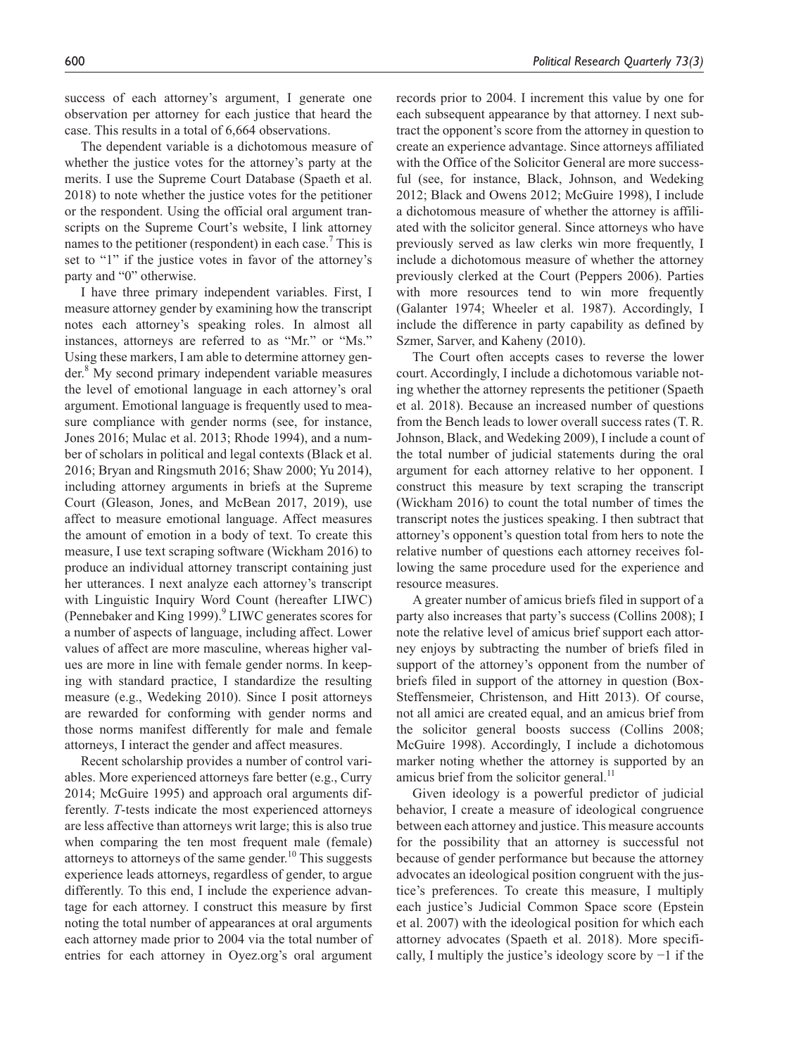success of each attorney's argument, I generate one observation per attorney for each justice that heard the case. This results in a total of 6,664 observations.

The dependent variable is a dichotomous measure of whether the justice votes for the attorney's party at the merits. I use the Supreme Court Database (Spaeth et al. 2018) to note whether the justice votes for the petitioner or the respondent. Using the official oral argument transcripts on the Supreme Court's website, I link attorney names to the petitioner (respondent) in each case.[7] This is set to "1" if the justice votes in favor of the attorney's party and "0" otherwise.

I have three primary independent variables. First, I measure attorney gender by examining how the transcript notes each attorney's speaking roles. In almost all instances, attorneys are referred to as "Mr." or "Ms." Using these markers, I am able to determine attorney gender.[8] My second primary independent variable measures the level of emotional language in each attorney's oral argument. Emotional language is frequently used to measure compliance with gender norms (see, for instance, Jones 2016; Mulac et al. 2013; Rhode 1994), and a number of scholars in political and legal contexts (Black et al. 2016; Bryan and Ringsmuth 2016; Shaw 2000; Yu 2014), including attorney arguments in briefs at the Supreme Court (Gleason, Jones, and McBean 2017, 2019), use affect to measure emotional language. Affect measures the amount of emotion in a body of text. To create this measure, I use text scraping software (Wickham 2016) to produce an individual attorney transcript containing just her utterances. I next analyze each attorney's transcript with Linguistic Inquiry Word Count (hereafter LIWC) (Pennebaker and King 1999).[9] LIWC generates scores for a number of aspects of language, including affect. Lower values of affect are more masculine, whereas higher values are more in line with female gender norms. In keeping with standard practice, I standardize the resulting measure (e.g., Wedeking 2010). Since I posit attorneys are rewarded for conforming with gender norms and those norms manifest differently for male and female attorneys, I interact the gender and affect measures.

Recent scholarship provides a number of control variables. More experienced attorneys fare better (e.g., Curry 2014; McGuire 1995) and approach oral arguments differently. *T*-tests indicate the most experienced attorneys are less affective than attorneys writ large; this is also true when comparing the ten most frequent male (female) attorneys to attorneys of the same gender.[10] This suggests experience leads attorneys, regardless of gender, to argue differently. To this end, I include the experience advantage for each attorney. I construct this measure by first noting the total number of appearances at oral arguments each attorney made prior to 2004 via the total number of entries for each attorney in Oyez.org's oral argument records prior to 2004. I increment this value by one for each subsequent appearance by that attorney. I next subtract the opponent's score from the attorney in question to create an experience advantage. Since attorneys affiliated with the Office of the Solicitor General are more successful (see, for instance, Black, Johnson, and Wedeking 2012; Black and Owens 2012; McGuire 1998), I include a dichotomous measure of whether the attorney is affiliated with the solicitor general. Since attorneys who have previously served as law clerks win more frequently, I include a dichotomous measure of whether the attorney previously clerked at the Court (Peppers 2006). Parties with more resources tend to win more frequently (Galanter 1974; Wheeler et al. 1987). Accordingly, I include the difference in party capability as defined by Szmer, Sarver, and Kaheny (2010).

The Court often accepts cases to reverse the lower court. Accordingly, I include a dichotomous variable noting whether the attorney represents the petitioner (Spaeth et al. 2018). Because an increased number of questions from the Bench leads to lower overall success rates (T. R. Johnson, Black, and Wedeking 2009), I include a count of the total number of judicial statements during the oral argument for each attorney relative to her opponent. I construct this measure by text scraping the transcript (Wickham 2016) to count the total number of times the transcript notes the justices speaking. I then subtract that attorney's opponent's question total from hers to note the relative number of questions each attorney receives following the same procedure used for the experience and resource measures.

A greater number of amicus briefs filed in support of a party also increases that party's success (Collins 2008); I note the relative level of amicus brief support each attorney enjoys by subtracting the number of briefs filed in support of the attorney's opponent from the number of briefs filed in support of the attorney in question (Box-Steffensmeier, Christenson, and Hitt 2013). Of course, not all amici are created equal, and an amicus brief from the solicitor general boosts success (Collins 2008; McGuire 1998). Accordingly, I include a dichotomous marker noting whether the attorney is supported by an amicus brief from the solicitor general.[11]

Given ideology is a powerful predictor of judicial behavior, I create a measure of ideological congruence between each attorney and justice. This measure accounts for the possibility that an attorney is successful not because of gender performance but because the attorney advocates an ideological position congruent with the justice's preferences. To create this measure, I multiply each justice's Judicial Common Space score (Epstein et al. 2007) with the ideological position for which each attorney advocates (Spaeth et al. 2018). More specifically, I multiply the justice's ideology score by −1 if the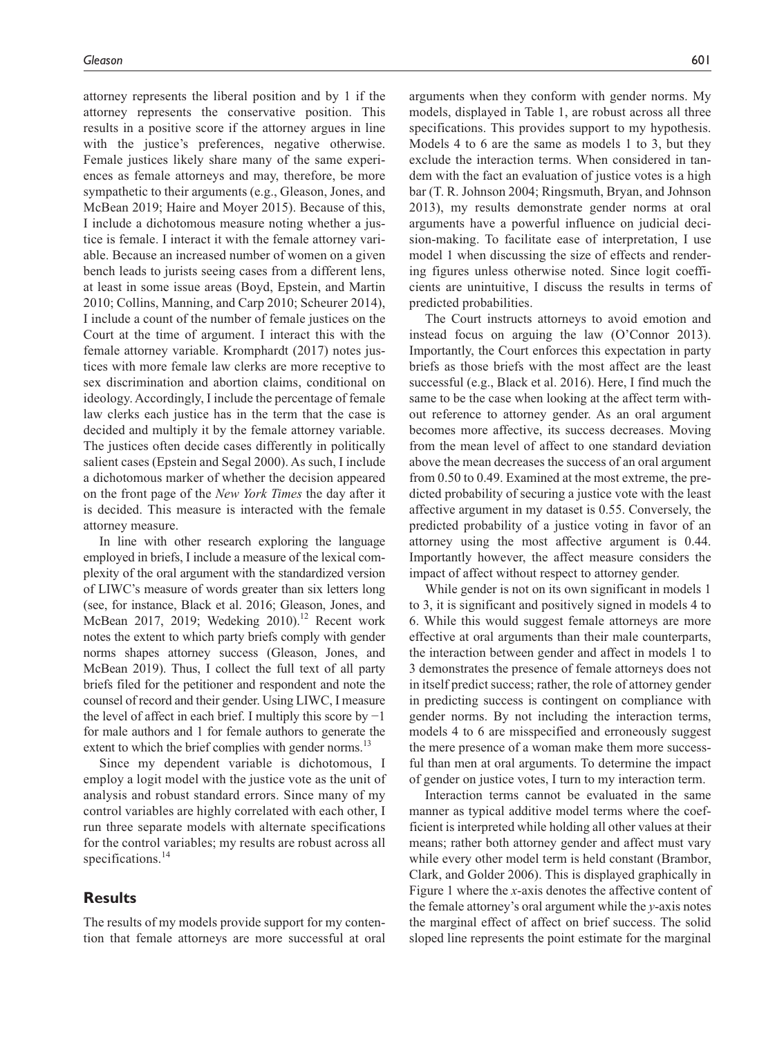attorney represents the liberal position and by 1 if the attorney represents the conservative position. This results in a positive score if the attorney argues in line with the justice's preferences, negative otherwise. Female justices likely share many of the same experiences as female attorneys and may, therefore, be more sympathetic to their arguments (e.g., Gleason, Jones, and McBean 2019; Haire and Moyer 2015). Because of this, I include a dichotomous measure noting whether a justice is female. I interact it with the female attorney variable. Because an increased number of women on a given bench leads to jurists seeing cases from a different lens, at least in some issue areas (Boyd, Epstein, and Martin 2010; Collins, Manning, and Carp 2010; Scheurer 2014), I include a count of the number of female justices on the Court at the time of argument. I interact this with the female attorney variable. Kromphardt (2017) notes justices with more female law clerks are more receptive to sex discrimination and abortion claims, conditional on ideology. Accordingly, I include the percentage of female law clerks each justice has in the term that the case is decided and multiply it by the female attorney variable. The justices often decide cases differently in politically salient cases (Epstein and Segal 2000). As such, I include a dichotomous marker of whether the decision appeared on the front page of the *New York Times* the day after it is decided. This measure is interacted with the female attorney measure.

In line with other research exploring the language employed in briefs, I include a measure of the lexical complexity of the oral argument with the standardized version of LIWC's measure of words greater than six letters long (see, for instance, Black et al. 2016; Gleason, Jones, and McBean 2017, 2019; Wedeking 2010).[12] Recent work notes the extent to which party briefs comply with gender norms shapes attorney success (Gleason, Jones, and McBean 2019). Thus, I collect the full text of all party briefs filed for the petitioner and respondent and note the counsel of record and their gender. Using LIWC, I measure the level of affect in each brief. I multiply this score by −1 for male authors and 1 for female authors to generate the extent to which the brief complies with gender norms.[13]

Since my dependent variable is dichotomous, I employ a logit model with the justice vote as the unit of analysis and robust standard errors. Since many of my control variables are highly correlated with each other, I run three separate models with alternate specifications for the control variables; my results are robust across all specifications.[14]

## Results

The results of my models provide support for my contention that female attorneys are more successful at oral arguments when they conform with gender norms. My models, displayed in Table 1, are robust across all three specifications. This provides support to my hypothesis. Models 4 to 6 are the same as models 1 to 3, but they exclude the interaction terms. When considered in tandem with the fact an evaluation of justice votes is a high bar (T. R. Johnson 2004; Ringsmuth, Bryan, and Johnson 2013), my results demonstrate gender norms at oral arguments have a powerful influence on judicial decision-making. To facilitate ease of interpretation, I use model 1 when discussing the size of effects and rendering figures unless otherwise noted. Since logit coefficients are unintuitive, I discuss the results in terms of predicted probabilities.

The Court instructs attorneys to avoid emotion and instead focus on arguing the law (O'Connor 2013). Importantly, the Court enforces this expectation in party briefs as those briefs with the most affect are the least successful (e.g., Black et al. 2016). Here, I find much the same to be the case when looking at the affect term without reference to attorney gender. As an oral argument becomes more affective, its success decreases. Moving from the mean level of affect to one standard deviation above the mean decreases the success of an oral argument from 0.50 to 0.49. Examined at the most extreme, the predicted probability of securing a justice vote with the least affective argument in my dataset is 0.55. Conversely, the predicted probability of a justice voting in favor of an attorney using the most affective argument is 0.44. Importantly however, the affect measure considers the impact of affect without respect to attorney gender.

While gender is not on its own significant in models 1 to 3, it is significant and positively signed in models 4 to 6. While this would suggest female attorneys are more effective at oral arguments than their male counterparts, the interaction between gender and affect in models 1 to 3 demonstrates the presence of female attorneys does not in itself predict success; rather, the role of attorney gender in predicting success is contingent on compliance with gender norms. By not including the interaction terms, models 4 to 6 are misspecified and erroneously suggest the mere presence of a woman make them more successful than men at oral arguments. To determine the impact of gender on justice votes, I turn to my interaction term.

Interaction terms cannot be evaluated in the same manner as typical additive model terms where the coefficient is interpreted while holding all other values at their means; rather both attorney gender and affect must vary while every other model term is held constant (Brambor, Clark, and Golder 2006). This is displayed graphically in Figure 1 where the *x*-axis denotes the affective content of the female attorney's oral argument while the *y*-axis notes the marginal effect of affect on brief success. The solid sloped line represents the point estimate for the marginal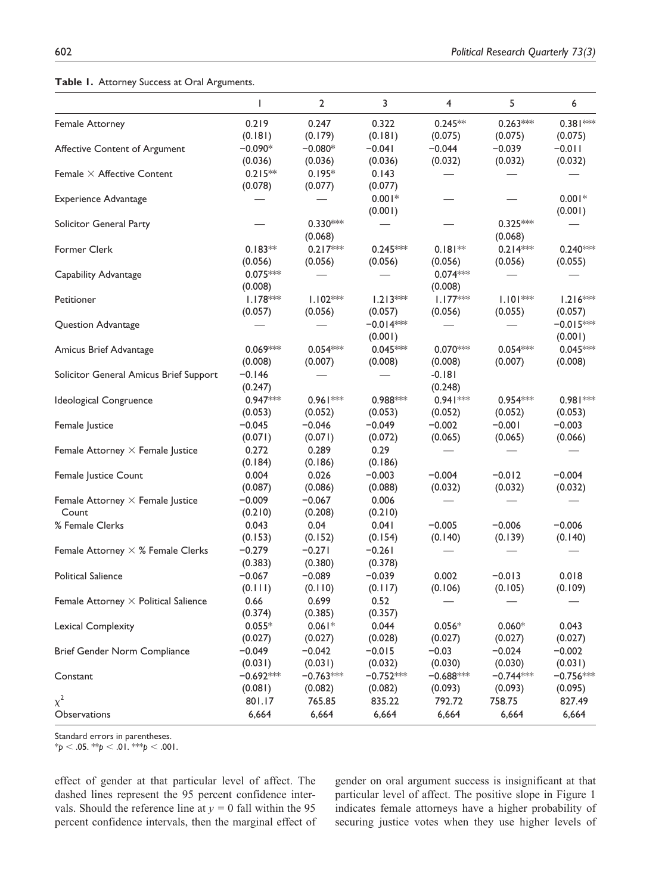**Table 1.** Attorney Success at Oral Arguments.

| | 1 | 2 | 3 | 4 | 5 | 6 |
|---|---|---|---|---|---|---|
| Female Attorney | 0.219 | 0.247 | 0.322 | 0.245** | 0.263*** | 0.381*** |
| | (0.181) | (0.179) | (0.181) | (0.075) | (0.075) | (0.075) |
| Affective Content of Argument | −0.090* | −0.080* | −0.041 | −0.044 | −0.039 | −0.011 |
| | (0.036) | (0.036) | (0.036) | (0.032) | (0.032) | (0.032) |
| Female × Affective Content | 0.215** | 0.195* | 0.143 | — | — | — |
| | (0.078) | (0.077) | (0.077) | | | |
| Experience Advantage | — | — | 0.001* | — | — | 0.001* |
| | | | (0.001) | | | (0.001) |
| Solicitor General Party | — | 0.330*** | — | — | 0.325*** | — |
| | | (0.068) | | | (0.068) | |
| Former Clerk | 0.183** | 0.217*** | 0.245*** | 0.181** | 0.214*** | 0.240*** |
| | (0.056) | (0.056) | (0.056) | (0.056) | (0.056) | (0.055) |
| Capability Advantage | 0.075*** | — | — | 0.074*** | — | — |
| | (0.008) | | | (0.008) | | |
| Petitioner | 1.178*** | 1.102*** | 1.213*** | 1.177*** | 1.101*** | 1.216*** |
| | (0.057) | (0.056) | (0.057) | (0.056) | (0.055) | (0.057) |
| Question Advantage | — | — | −0.014*** | — | — | −0.015*** |
| | | | (0.001) | | | (0.001) |
| Amicus Brief Advantage | 0.069*** | 0.054*** | 0.045*** | 0.070*** | 0.054*** | 0.045*** |
| | (0.008) | (0.007) | (0.008) | (0.008) | (0.007) | (0.008) |
| Solicitor General Amicus Brief Support | −0.146 | — | — | -0.181 | | |
| | (0.247) | | | (0.248) | | |
| Ideological Congruence | 0.947*** | 0.961*** | 0.988*** | 0.941*** | 0.954*** | 0.981*** |
| | (0.053) | (0.052) | (0.053) | (0.052) | (0.052) | (0.053) |
| Female Justice | −0.045 | −0.046 | −0.049 | −0.002 | −0.001 | −0.003 |
| | (0.071) | (0.071) | (0.072) | (0.065) | (0.065) | (0.066) |
| Female Attorney × Female Justice | 0.272 | 0.289 | 0.29 | — | — | — |
| | (0.184) | (0.186) | (0.186) | | | |
| Female Justice Count | 0.004 | 0.026 | −0.003 | −0.004 | −0.012 | −0.004 |
| | (0.087) | (0.086) | (0.088) | (0.032) | (0.032) | (0.032) |
| Female Attorney × Female Justice Count | −0.009 | −0.067 | 0.006 | — | — | — |
| | (0.210) | (0.208) | (0.210) | | | |
| % Female Clerks | 0.043 | 0.04 | 0.041 | −0.005 | −0.006 | −0.006 |
| | (0.153) | (0.152) | (0.154) | (0.140) | (0.139) | (0.140) |
| Female Attorney × % Female Clerks | −0.279 | −0.271 | −0.261 | — | — | — |
| | (0.383) | (0.380) | (0.378) | | | |
| Political Salience | −0.067 | −0.089 | −0.039 | 0.002 | −0.013 | 0.018 |
| | (0.111) | (0.110) | (0.117) | (0.106) | (0.105) | (0.109) |
| Female Attorney × Political Salience | 0.66 | 0.699 | 0.52 | — | — | — |
| | (0.374) | (0.385) | (0.357) | | | |
| Lexical Complexity | 0.055* | 0.061* | 0.044 | 0.056* | 0.060* | 0.043 |
| | (0.027) | (0.027) | (0.028) | (0.027) | (0.027) | (0.027) |
| Brief Gender Norm Compliance | −0.049 | −0.042 | −0.015 | −0.03 | −0.024 | −0.002 |
| | (0.031) | (0.031) | (0.032) | (0.030) | (0.030) | (0.031) |
| Constant | −0.692*** | −0.763*** | −0.752*** | −0.688*** | −0.744*** | −0.756*** |
| | (0.081) | (0.082) | (0.082) | (0.093) | (0.093) | (0.095) |
| $\chi^2$ | 801.17 | 765.85 | 835.22 | 792.72 | 758.75 | 827.49 |
| Observations | 6,664 | 6,664 | 6,664 | 6,664 | 6,664 | 6,664 |

Standard errors in parentheses.
$*p < .05$. $**p < .01$. $***p < .001$.

effect of gender at that particular level of affect. The dashed lines represent the 95 percent confidence intervals. Should the reference line at $y = 0$ fall within the 95 percent confidence intervals, then the marginal effect of gender on oral argument success is insignificant at that particular level of affect. The positive slope in Figure 1 indicates female attorneys have a higher probability of securing justice votes when they use higher levels of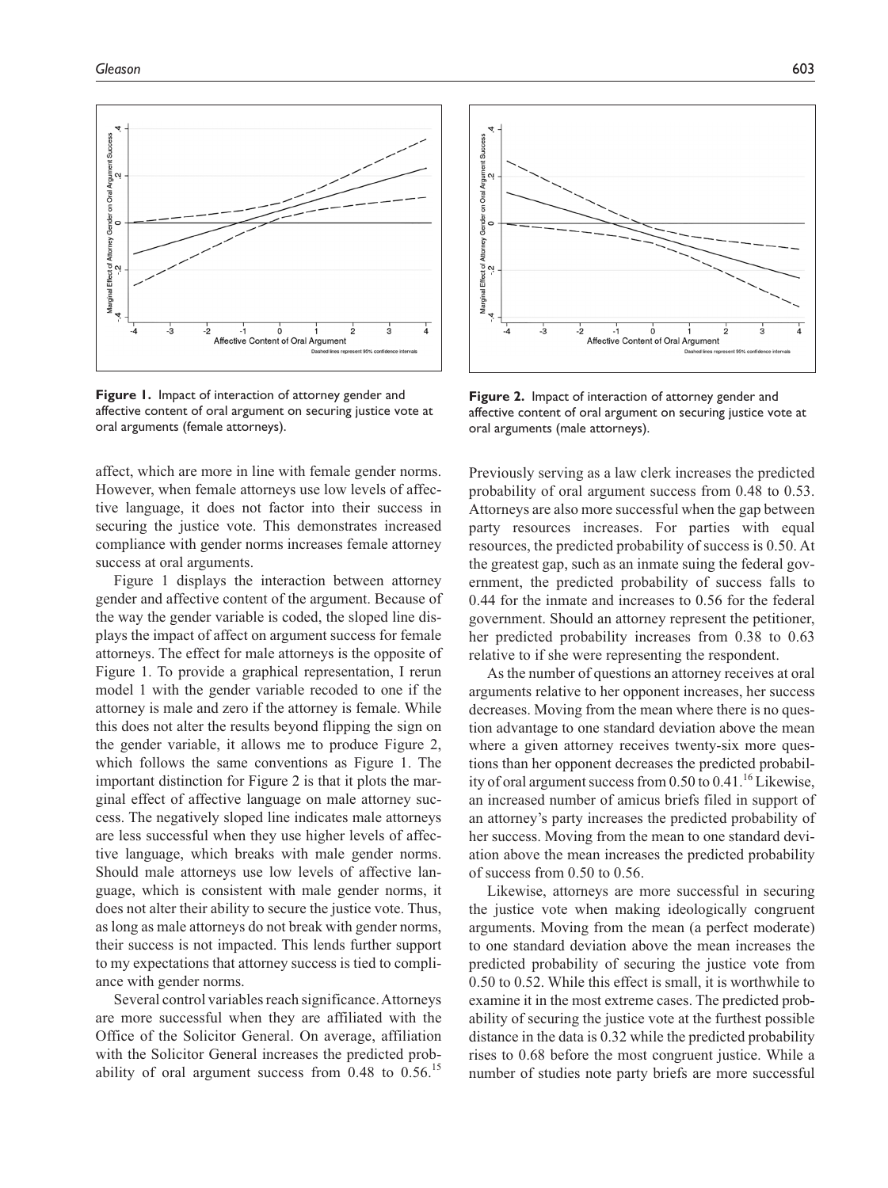**Figure 1.** Impact of interaction of attorney gender and affective content of oral argument on securing justice vote at oral arguments (female attorneys).

**Figure 2.** Impact of interaction of attorney gender and affective content of oral argument on securing justice vote at oral arguments (male attorneys).

affect, which are more in line with female gender norms. However, when female attorneys use low levels of affective language, it does not factor into their success in securing the justice vote. This demonstrates increased compliance with gender norms increases female attorney success at oral arguments.

Figure 1 displays the interaction between attorney gender and affective content of the argument. Because of the way the gender variable is coded, the sloped line displays the impact of affect on argument success for female attorneys. The effect for male attorneys is the opposite of Figure 1. To provide a graphical representation, I rerun model 1 with the gender variable recoded to one if the attorney is male and zero if the attorney is female. While this does not alter the results beyond flipping the sign on the gender variable, it allows me to produce Figure 2, which follows the same conventions as Figure 1. The important distinction for Figure 2 is that it plots the marginal effect of affective language on male attorney success. The negatively sloped line indicates male attorneys are less successful when they use higher levels of affective language, which breaks with male gender norms. Should male attorneys use low levels of affective language, which is consistent with male gender norms, it does not alter their ability to secure the justice vote. Thus, as long as male attorneys do not break with gender norms, their success is not impacted. This lends further support to my expectations that attorney success is tied to compliance with gender norms.

Several control variables reach significance. Attorneys are more successful when they are affiliated with the Office of the Solicitor General. On average, affiliation with the Solicitor General increases the predicted probability of oral argument success from 0.48 to 0.56.[15] Previously serving as a law clerk increases the predicted probability of oral argument success from 0.48 to 0.53. Attorneys are also more successful when the gap between party resources increases. For parties with equal resources, the predicted probability of success is 0.50. At the greatest gap, such as an inmate suing the federal government, the predicted probability of success falls to 0.44 for the inmate and increases to 0.56 for the federal government. Should an attorney represent the petitioner, her predicted probability increases from 0.38 to 0.63 relative to if she were representing the respondent.

As the number of questions an attorney receives at oral arguments relative to her opponent increases, her success decreases. Moving from the mean where there is no question advantage to one standard deviation above the mean where a given attorney receives twenty-six more questions than her opponent decreases the predicted probability of oral argument success from 0.50 to 0.41.[16] Likewise, an increased number of amicus briefs filed in support of an attorney's party increases the predicted probability of her success. Moving from the mean to one standard deviation above the mean increases the predicted probability of success from 0.50 to 0.56.

Likewise, attorneys are more successful in securing the justice vote when making ideologically congruent arguments. Moving from the mean (a perfect moderate) to one standard deviation above the mean increases the predicted probability of securing the justice vote from 0.50 to 0.52. While this effect is small, it is worthwhile to examine it in the most extreme cases. The predicted probability of securing the justice vote at the furthest possible distance in the data is 0.32 while the predicted probability rises to 0.68 before the most congruent justice. While a number of studies note party briefs are more successful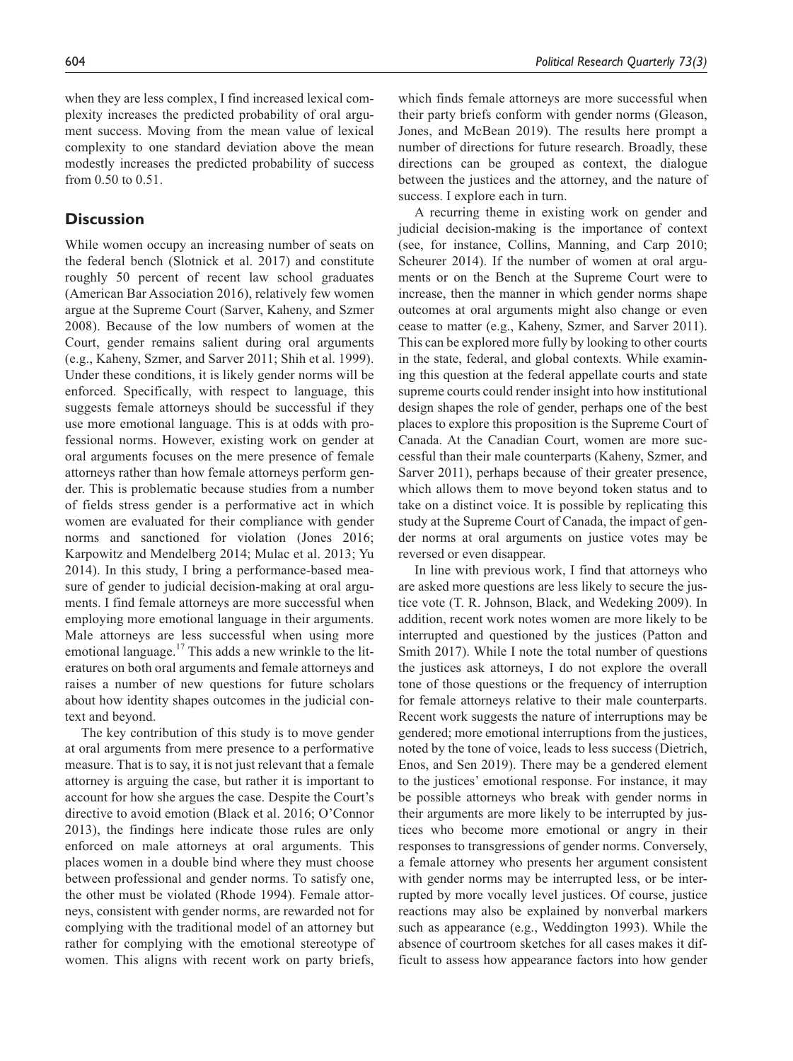when they are less complex, I find increased lexical complexity increases the predicted probability of oral argument success. Moving from the mean value of lexical complexity to one standard deviation above the mean modestly increases the predicted probability of success from 0.50 to 0.51.

## Discussion

While women occupy an increasing number of seats on the federal bench (Slotnick et al. 2017) and constitute roughly 50 percent of recent law school graduates (American Bar Association 2016), relatively few women argue at the Supreme Court (Sarver, Kaheny, and Szmer 2008). Because of the low numbers of women at the Court, gender remains salient during oral arguments (e.g., Kaheny, Szmer, and Sarver 2011; Shih et al. 1999). Under these conditions, it is likely gender norms will be enforced. Specifically, with respect to language, this suggests female attorneys should be successful if they use more emotional language. This is at odds with professional norms. However, existing work on gender at oral arguments focuses on the mere presence of female attorneys rather than how female attorneys perform gender. This is problematic because studies from a number of fields stress gender is a performative act in which women are evaluated for their compliance with gender norms and sanctioned for violation (Jones 2016; Karpowitz and Mendelberg 2014; Mulac et al. 2013; Yu 2014). In this study, I bring a performance-based measure of gender to judicial decision-making at oral arguments. I find female attorneys are more successful when employing more emotional language in their arguments. Male attorneys are less successful when using more emotional language.[17] This adds a new wrinkle to the literatures on both oral arguments and female attorneys and raises a number of new questions for future scholars about how identity shapes outcomes in the judicial context and beyond.

The key contribution of this study is to move gender at oral arguments from mere presence to a performative measure. That is to say, it is not just relevant that a female attorney is arguing the case, but rather it is important to account for how she argues the case. Despite the Court's directive to avoid emotion (Black et al. 2016; O'Connor 2013), the findings here indicate those rules are only enforced on male attorneys at oral arguments. This places women in a double bind where they must choose between professional and gender norms. To satisfy one, the other must be violated (Rhode 1994). Female attorneys, consistent with gender norms, are rewarded not for complying with the traditional model of an attorney but rather for complying with the emotional stereotype of women. This aligns with recent work on party briefs, which finds female attorneys are more successful when their party briefs conform with gender norms (Gleason, Jones, and McBean 2019). The results here prompt a number of directions for future research. Broadly, these directions can be grouped as context, the dialogue between the justices and the attorney, and the nature of success. I explore each in turn.

A recurring theme in existing work on gender and judicial decision-making is the importance of context (see, for instance, Collins, Manning, and Carp 2010; Scheurer 2014). If the number of women at oral arguments or on the Bench at the Supreme Court were to increase, then the manner in which gender norms shape outcomes at oral arguments might also change or even cease to matter (e.g., Kaheny, Szmer, and Sarver 2011). This can be explored more fully by looking to other courts in the state, federal, and global contexts. While examining this question at the federal appellate courts and state supreme courts could render insight into how institutional design shapes the role of gender, perhaps one of the best places to explore this proposition is the Supreme Court of Canada. At the Canadian Court, women are more successful than their male counterparts (Kaheny, Szmer, and Sarver 2011), perhaps because of their greater presence, which allows them to move beyond token status and to take on a distinct voice. It is possible by replicating this study at the Supreme Court of Canada, the impact of gender norms at oral arguments on justice votes may be reversed or even disappear.

In line with previous work, I find that attorneys who are asked more questions are less likely to secure the justice vote (T. R. Johnson, Black, and Wedeking 2009). In addition, recent work notes women are more likely to be interrupted and questioned by the justices (Patton and Smith 2017). While I note the total number of questions the justices ask attorneys, I do not explore the overall tone of those questions or the frequency of interruption for female attorneys relative to their male counterparts. Recent work suggests the nature of interruptions may be gendered; more emotional interruptions from the justices, noted by the tone of voice, leads to less success (Dietrich, Enos, and Sen 2019). There may be a gendered element to the justices' emotional response. For instance, it may be possible attorneys who break with gender norms in their arguments are more likely to be interrupted by justices who become more emotional or angry in their responses to transgressions of gender norms. Conversely, a female attorney who presents her argument consistent with gender norms may be interrupted less, or be interrupted by more vocally level justices. Of course, justice reactions may also be explained by nonverbal markers such as appearance (e.g., Weddington 1993). While the absence of courtroom sketches for all cases makes it difficult to assess how appearance factors into how gender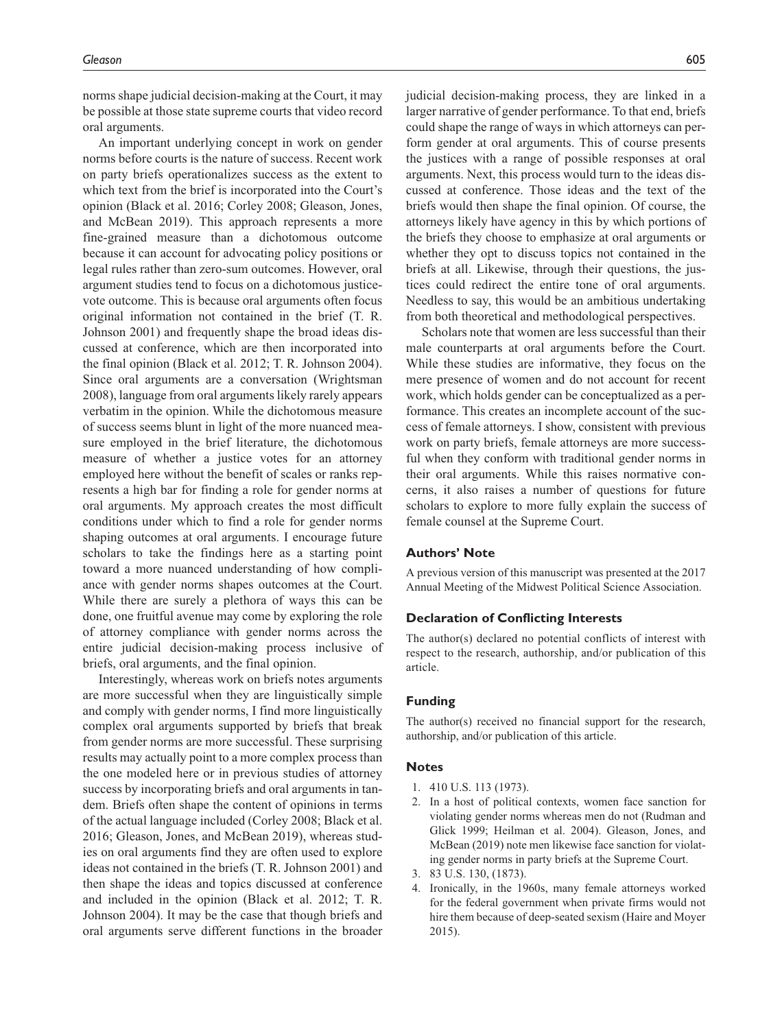norms shape judicial decision-making at the Court, it may be possible at those state supreme courts that video record oral arguments.

An important underlying concept in work on gender norms before courts is the nature of success. Recent work on party briefs operationalizes success as the extent to which text from the brief is incorporated into the Court's opinion (Black et al. 2016; Corley 2008; Gleason, Jones, and McBean 2019). This approach represents a more fine-grained measure than a dichotomous outcome because it can account for advocating policy positions or legal rules rather than zero-sum outcomes. However, oral argument studies tend to focus on a dichotomous justice-vote outcome. This is because oral arguments often focus original information not contained in the brief (T. R. Johnson 2001) and frequently shape the broad ideas discussed at conference, which are then incorporated into the final opinion (Black et al. 2012; T. R. Johnson 2004). Since oral arguments are a conversation (Wrightsman 2008), language from oral arguments likely rarely appears verbatim in the opinion. While the dichotomous measure of success seems blunt in light of the more nuanced measure employed in the brief literature, the dichotomous measure of whether a justice votes for an attorney employed here without the benefit of scales or ranks represents a high bar for finding a role for gender norms at oral arguments. My approach creates the most difficult conditions under which to find a role for gender norms shaping outcomes at oral arguments. I encourage future scholars to take the findings here as a starting point toward a more nuanced understanding of how compliance with gender norms shapes outcomes at the Court. While there are surely a plethora of ways this can be done, one fruitful avenue may come by exploring the role of attorney compliance with gender norms across the entire judicial decision-making process inclusive of briefs, oral arguments, and the final opinion.

Interestingly, whereas work on briefs notes arguments are more successful when they are linguistically simple and comply with gender norms, I find more linguistically complex oral arguments supported by briefs that break from gender norms are more successful. These surprising results may actually point to a more complex process than the one modeled here or in previous studies of attorney success by incorporating briefs and oral arguments in tandem. Briefs often shape the content of opinions in terms of the actual language included (Corley 2008; Black et al. 2016; Gleason, Jones, and McBean 2019), whereas studies on oral arguments find they are often used to explore ideas not contained in the briefs (T. R. Johnson 2001) and then shape the ideas and topics discussed at conference and included in the opinion (Black et al. 2012; T. R. Johnson 2004). It may be the case that though briefs and oral arguments serve different functions in the broader judicial decision-making process, they are linked in a larger narrative of gender performance. To that end, briefs could shape the range of ways in which attorneys can perform gender at oral arguments. This of course presents the justices with a range of possible responses at oral arguments. Next, this process would turn to the ideas discussed at conference. Those ideas and the text of the briefs would then shape the final opinion. Of course, the attorneys likely have agency in this by which portions of the briefs they choose to emphasize at oral arguments or whether they opt to discuss topics not contained in the briefs at all. Likewise, through their questions, the justices could redirect the entire tone of oral arguments. Needless to say, this would be an ambitious undertaking from both theoretical and methodological perspectives.

Scholars note that women are less successful than their male counterparts at oral arguments before the Court. While these studies are informative, they focus on the mere presence of women and do not account for recent work, which holds gender can be conceptualized as a performance. This creates an incomplete account of the success of female attorneys. I show, consistent with previous work on party briefs, female attorneys are more successful when they conform with traditional gender norms in their oral arguments. While this raises normative concerns, it also raises a number of questions for future scholars to explore to more fully explain the success of female counsel at the Supreme Court.

### Authors' Note

A previous version of this manuscript was presented at the 2017 Annual Meeting of the Midwest Political Science Association.

### Declaration of Conflicting Interests

The author(s) declared no potential conflicts of interest with respect to the research, authorship, and/or publication of this article.

### Funding

The author(s) received no financial support for the research, authorship, and/or publication of this article.

### Notes

1. 410 U.S. 113 (1973).
2. In a host of political contexts, women face sanction for violating gender norms whereas men do not (Rudman and Glick 1999; Heilman et al. 2004). Gleason, Jones, and McBean (2019) note men likewise face sanction for violating gender norms in party briefs at the Supreme Court.
3. 83 U.S. 130, (1873).
4. Ironically, in the 1960s, many female attorneys worked for the federal government when private firms would not hire them because of deep-seated sexism (Haire and Moyer 2015).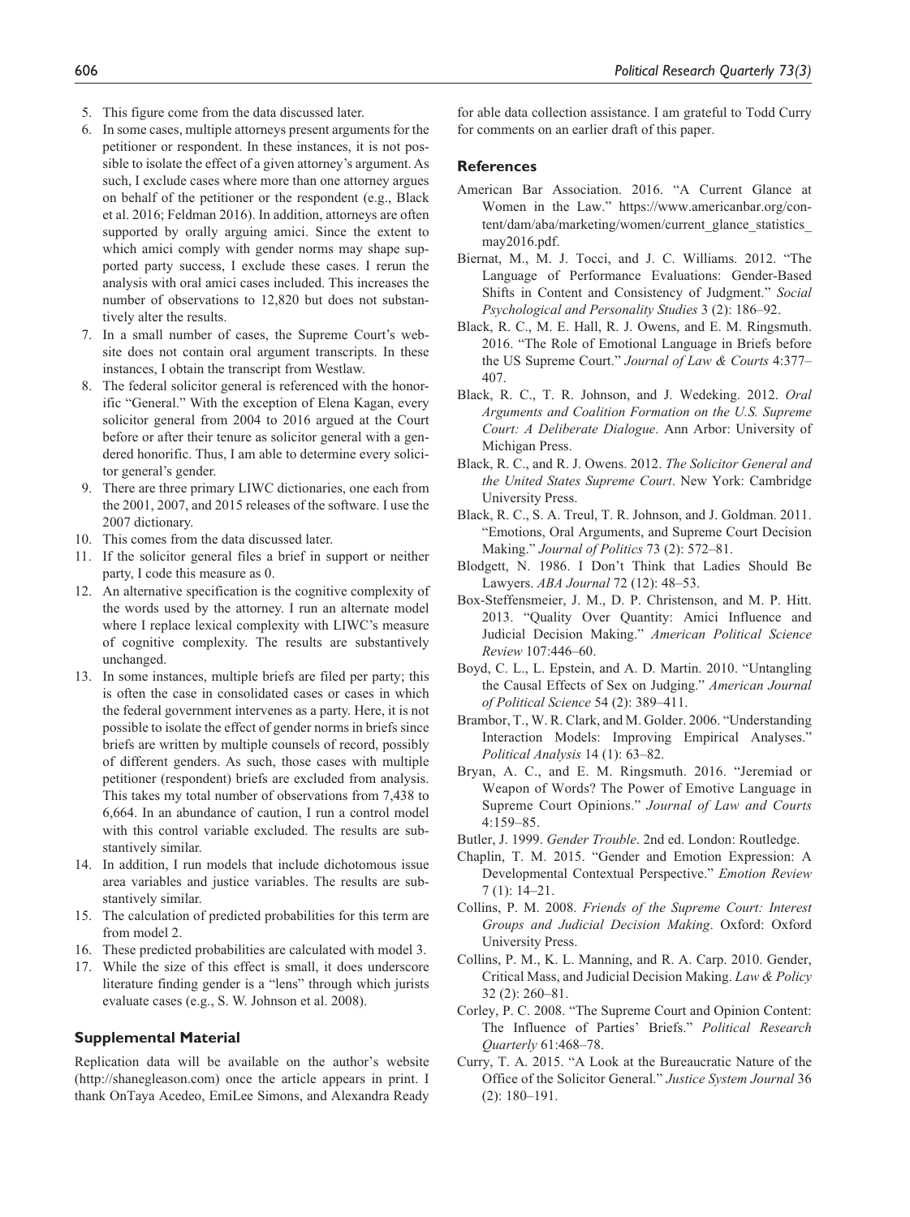5. This figure come from the data discussed later.
6. In some cases, multiple attorneys present arguments for the petitioner or respondent. In these instances, it is not possible to isolate the effect of a given attorney's argument. As such, I exclude cases where more than one attorney argues on behalf of the petitioner or the respondent (e.g., Black et al. 2016; Feldman 2016). In addition, attorneys are often supported by orally arguing amici. Since the extent to which amici comply with gender norms may shape supported party success, I exclude these cases. I rerun the analysis with oral amici cases included. This increases the number of observations to 12,820 but does not substantively alter the results.
7. In a small number of cases, the Supreme Court's website does not contain oral argument transcripts. In these instances, I obtain the transcript from Westlaw.
8. The federal solicitor general is referenced with the honorific "General." With the exception of Elena Kagan, every solicitor general from 2004 to 2016 argued at the Court before or after their tenure as solicitor general with a gendered honorific. Thus, I am able to determine every solicitor general's gender.
9. There are three primary LIWC dictionaries, one each from the 2001, 2007, and 2015 releases of the software. I use the 2007 dictionary.
10. This comes from the data discussed later.
11. If the solicitor general files a brief in support or neither party, I code this measure as 0.
12. An alternative specification is the cognitive complexity of the words used by the attorney. I run an alternate model where I replace lexical complexity with LIWC's measure of cognitive complexity. The results are substantively unchanged.
13. In some instances, multiple briefs are filed per party; this is often the case in consolidated cases or cases in which the federal government intervenes as a party. Here, it is not possible to isolate the effect of gender norms in briefs since briefs are written by multiple counsels of record, possibly of different genders. As such, those cases with multiple petitioner (respondent) briefs are excluded from analysis. This takes my total number of observations from 7,438 to 6,664. In an abundance of caution, I run a control model with this control variable excluded. The results are substantively similar.
14. In addition, I run models that include dichotomous issue area variables and justice variables. The results are substantively similar.
15. The calculation of predicted probabilities for this term are from model 2.
16. These predicted probabilities are calculated with model 3.
17. While the size of this effect is small, it does underscore literature finding gender is a "lens" through which jurists evaluate cases (e.g., S. W. Johnson et al. 2008).

## Supplemental Material

Replication data will be available on the author's website (http://shanegleason.com) once the article appears in print. I thank OnTaya Acedeo, EmiLee Simons, and Alexandra Ready for able data collection assistance. I am grateful to Todd Curry for comments on an earlier draft of this paper.

## References

American Bar Association. 2016. "A Current Glance at Women in the Law." https://www.americanbar.org/content/dam/aba/marketing/women/current_glance_statistics_may2016.pdf.

Biernat, M., M. J. Tocci, and J. C. Williams. 2012. "The Language of Performance Evaluations: Gender-Based Shifts in Content and Consistency of Judgment." *Social Psychological and Personality Studies* 3 (2): 186–92.

Black, R. C., M. E. Hall, R. J. Owens, and E. M. Ringsmuth. 2016. "The Role of Emotional Language in Briefs before the US Supreme Court." *Journal of Law & Courts* 4:377–407.

Black, R. C., T. R. Johnson, and J. Wedeking. 2012. *Oral Arguments and Coalition Formation on the U.S. Supreme Court: A Deliberate Dialogue*. Ann Arbor: University of Michigan Press.

Black, R. C., and R. J. Owens. 2012. *The Solicitor General and the United States Supreme Court*. New York: Cambridge University Press.

Black, R. C., S. A. Treul, T. R. Johnson, and J. Goldman. 2011. "Emotions, Oral Arguments, and Supreme Court Decision Making." *Journal of Politics* 73 (2): 572–81.

Blodgett, N. 1986. I Don't Think that Ladies Should Be Lawyers. *ABA Journal* 72 (12): 48–53.

Box-Steffensmeier, J. M., D. P. Christenson, and M. P. Hitt. 2013. "Quality Over Quantity: Amici Influence and Judicial Decision Making." *American Political Science Review* 107:446–60.

Boyd, C. L., L. Epstein, and A. D. Martin. 2010. "Untangling the Causal Effects of Sex on Judging." *American Journal of Political Science* 54 (2): 389–411.

Brambor, T., W. R. Clark, and M. Golder. 2006. "Understanding Interaction Models: Improving Empirical Analyses." *Political Analysis* 14 (1): 63–82.

Bryan, A. C., and E. M. Ringsmuth. 2016. "Jeremiad or Weapon of Words? The Power of Emotive Language in Supreme Court Opinions." *Journal of Law and Courts* 4:159–85.

Butler, J. 1999. *Gender Trouble*. 2nd ed. London: Routledge.

Chaplin, T. M. 2015. "Gender and Emotion Expression: A Developmental Contextual Perspective." *Emotion Review* 7 (1): 14–21.

Collins, P. M. 2008. *Friends of the Supreme Court: Interest Groups and Judicial Decision Making*. Oxford: Oxford University Press.

Collins, P. M., K. L. Manning, and R. A. Carp. 2010. Gender, Critical Mass, and Judicial Decision Making. *Law & Policy* 32 (2): 260–81.

Corley, P. C. 2008. "The Supreme Court and Opinion Content: The Influence of Parties' Briefs." *Political Research Quarterly* 61:468–78.

Curry, T. A. 2015. "A Look at the Bureaucratic Nature of the Office of the Solicitor General." *Justice System Journal* 36 (2): 180–191.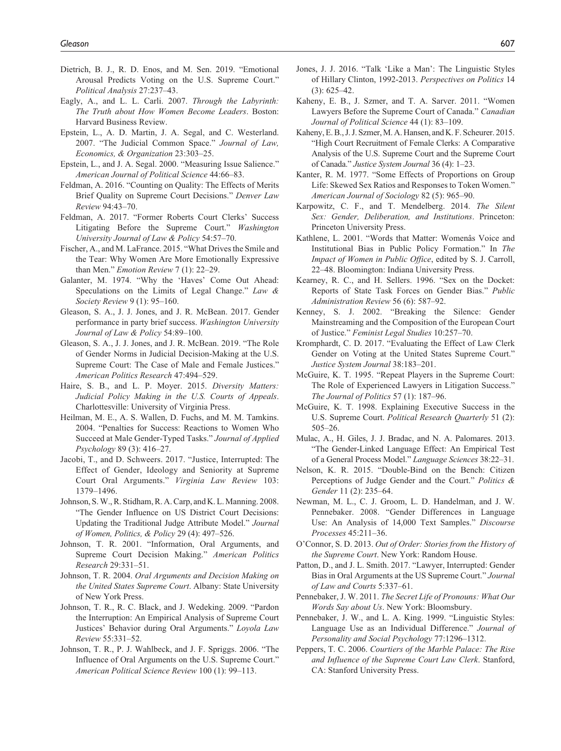Dietrich, B. J., R. D. Enos, and M. Sen. 2019. "Emotional Arousal Predicts Voting on the U.S. Supreme Court." *Political Analysis* 27:237–43.

Eagly, A., and L. L. Carli. 2007. *Through the Labyrinth: The Truth about How Women Become Leaders*. Boston: Harvard Business Review.

Epstein, L., A. D. Martin, J. A. Segal, and C. Westerland. 2007. "The Judicial Common Space." *Journal of Law, Economics, & Organization* 23:303–25.

Epstein, L., and J. A. Segal. 2000. "Measuring Issue Salience." *American Journal of Political Science* 44:66–83.

Feldman, A. 2016. "Counting on Quality: The Effects of Merits Brief Quality on Supreme Court Decisions." *Denver Law Review* 94:43–70.

Feldman, A. 2017. "Former Roberts Court Clerks' Success Litigating Before the Supreme Court." *Washington University Journal of Law & Policy* 54:57–70.

Fischer, A., and M. LaFrance. 2015. "What Drives the Smile and the Tear: Why Women Are More Emotionally Expressive than Men." *Emotion Review* 7 (1): 22–29.

Galanter, M. 1974. "Why the 'Haves' Come Out Ahead: Speculations on the Limits of Legal Change." *Law & Society Review* 9 (1): 95–160.

Gleason, S. A., J. J. Jones, and J. R. McBean. 2017. Gender performance in party brief success. *Washington University Journal of Law & Policy* 54:89–100.

Gleason, S. A., J. J. Jones, and J. R. McBean. 2019. "The Role of Gender Norms in Judicial Decision-Making at the U.S. Supreme Court: The Case of Male and Female Justices." *American Politics Research* 47:494–529.

Haire, S. B., and L. P. Moyer. 2015. *Diversity Matters: Judicial Policy Making in the U.S. Courts of Appeals*. Charlottesville: University of Virginia Press.

Heilman, M. E., A. S. Wallen, D. Fuchs, and M. M. Tamkins. 2004. "Penalties for Success: Reactions to Women Who Succeed at Male Gender-Typed Tasks." *Journal of Applied Psychology* 89 (3): 416–27.

Jacobi, T., and D. Schweers. 2017. "Justice, Interrupted: The Effect of Gender, Ideology and Seniority at Supreme Court Oral Arguments." *Virginia Law Review* 103: 1379–1496.

Johnson, S. W., R. Stidham, R. A. Carp, and K. L. Manning. 2008. "The Gender Influence on US District Court Decisions: Updating the Traditional Judge Attribute Model." *Journal of Women, Politics, & Policy* 29 (4): 497–526.

Johnson, T. R. 2001. "Information, Oral Arguments, and Supreme Court Decision Making." *American Politics Research* 29:331–51.

Johnson, T. R. 2004. *Oral Arguments and Decision Making on the United States Supreme Court*. Albany: State University of New York Press.

Johnson, T. R., R. C. Black, and J. Wedeking. 2009. "Pardon the Interruption: An Empirical Analysis of Supreme Court Justices' Behavior during Oral Arguments." *Loyola Law Review* 55:331–52.

Johnson, T. R., P. J. Wahlbeck, and J. F. Spriggs. 2006. "The Influence of Oral Arguments on the U.S. Supreme Court." *American Political Science Review* 100 (1): 99–113.

Jones, J. J. 2016. "Talk 'Like a Man': The Linguistic Styles of Hillary Clinton, 1992-2013. *Perspectives on Politics* 14 (3): 625–42.

Kaheny, E. B., J. J. Szmer, and T. A. Sarver. 2011. "Women Lawyers Before the Supreme Court of Canada." *Canadian Journal of Political Science* 44 (1): 83–109.

Kaheny, E. B., J. J. Szmer, M. A. Hansen, and K. F. Scheurer. 2015. "High Court Recruitment of Female Clerks: A Comparative Analysis of the U.S. Supreme Court and the Supreme Court of Canada." *Justice System Journal* 36 (4): 1–23.

Kanter, R. M. 1977. "Some Effects of Proportions on Group Life: Skewed Sex Ratios and Responses to Token Women." *American Journal of Sociology* 82 (5): 965–90.

Karpowitz, C. F., and T. Mendelberg. 2014. *The Silent Sex: Gender, Deliberation, and Institutions*. Princeton: Princeton University Press.

Kathlene, L. 2001. "Words that Matter: Womenâs Voice and Institutional Bias in Public Policy Formation." In *The Impact of Women in Public Office*, edited by S. J. Carroll, 22–48. Bloomington: Indiana University Press.

Kearney, R. C., and H. Sellers. 1996. "Sex on the Docket: Reports of State Task Forces on Gender Bias." *Public Administration Review* 56 (6): 587–92.

Kenney, S. J. 2002. "Breaking the Silence: Gender Mainstreaming and the Composition of the European Court of Justice." *Feminist Legal Studies* 10:257–70.

Kromphardt, C. D. 2017. "Evaluating the Effect of Law Clerk Gender on Voting at the United States Supreme Court." *Justice System Journal* 38:183–201.

McGuire, K. T. 1995. "Repeat Players in the Supreme Court: The Role of Experienced Lawyers in Litigation Success." *The Journal of Politics* 57 (1): 187–96.

McGuire, K. T. 1998. Explaining Executive Success in the U.S. Supreme Court. *Political Research Quarterly* 51 (2): 505–26.

Mulac, A., H. Giles, J. J. Bradac, and N. A. Palomares. 2013. "The Gender-Linked Language Effect: An Empirical Test of a General Process Model." *Language Sciences* 38:22–31.

Nelson, K. R. 2015. "Double-Bind on the Bench: Citizen Perceptions of Judge Gender and the Court." *Politics & Gender* 11 (2): 235–64.

Newman, M. L., C. J. Groom, L. D. Handelman, and J. W. Pennebaker. 2008. "Gender Differences in Language Use: An Analysis of 14,000 Text Samples." *Discourse Processes* 45:211–36.

O'Connor, S. D. 2013. *Out of Order: Stories from the History of the Supreme Court*. New York: Random House.

Patton, D., and J. L. Smith. 2017. "Lawyer, Interrupted: Gender Bias in Oral Arguments at the US Supreme Court." *Journal of Law and Courts* 5:337–61.

Pennebaker, J. W. 2011. *The Secret Life of Pronouns: What Our Words Say about Us*. New York: Bloomsbury.

Pennebaker, J. W., and L. A. King. 1999. "Linguistic Styles: Language Use as an Individual Difference." *Journal of Personality and Social Psychology* 77:1296–1312.

Peppers, T. C. 2006. *Courtiers of the Marble Palace: The Rise and Influence of the Supreme Court Law Clerk*. Stanford, CA: Stanford University Press.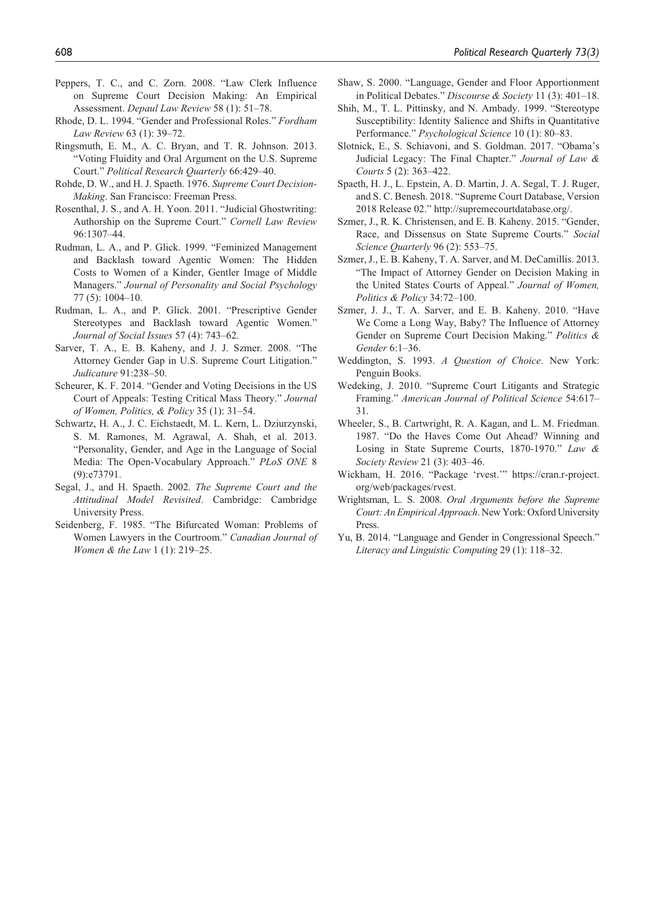Peppers, T. C., and C. Zorn. 2008. "Law Clerk Influence on Supreme Court Decision Making: An Empirical Assessment. *Depaul Law Review* 58 (1): 51–78.

Rhode, D. L. 1994. "Gender and Professional Roles." *Fordham Law Review* 63 (1): 39–72.

Ringsmuth, E. M., A. C. Bryan, and T. R. Johnson. 2013. "Voting Fluidity and Oral Argument on the U.S. Supreme Court." *Political Research Quarterly* 66:429–40.

Rohde, D. W., and H. J. Spaeth. 1976. *Supreme Court Decision-Making*. San Francisco: Freeman Press.

Rosenthal, J. S., and A. H. Yoon. 2011. "Judicial Ghostwriting: Authorship on the Supreme Court." *Cornell Law Review* 96:1307–44.

Rudman, L. A., and P. Glick. 1999. "Feminized Management and Backlash toward Agentic Women: The Hidden Costs to Women of a Kinder, Gentler Image of Middle Managers." *Journal of Personality and Social Psychology* 77 (5): 1004–10.

Rudman, L. A., and P. Glick. 2001. "Prescriptive Gender Stereotypes and Backlash toward Agentic Women." *Journal of Social Issues* 57 (4): 743–62.

Sarver, T. A., E. B. Kaheny, and J. J. Szmer. 2008. "The Attorney Gender Gap in U.S. Supreme Court Litigation." *Judicature* 91:238–50.

Scheurer, K. F. 2014. "Gender and Voting Decisions in the US Court of Appeals: Testing Critical Mass Theory." *Journal of Women, Politics, & Policy* 35 (1): 31–54.

Schwartz, H. A., J. C. Eichstaedt, M. L. Kern, L. Dziurzynski, S. M. Ramones, M. Agrawal, A. Shah, et al. 2013. "Personality, Gender, and Age in the Language of Social Media: The Open-Vocabulary Approach." *PLoS ONE* 8 (9):e73791.

Segal, J., and H. Spaeth. 2002. *The Supreme Court and the Attitudinal Model Revisited*. Cambridge: Cambridge University Press.

Seidenberg, F. 1985. "The Bifurcated Woman: Problems of Women Lawyers in the Courtroom." *Canadian Journal of Women & the Law* 1 (1): 219–25.

Shaw, S. 2000. "Language, Gender and Floor Apportionment in Political Debates." *Discourse & Society* 11 (3): 401–18.

Shih, M., T. L. Pittinsky, and N. Ambady. 1999. "Stereotype Susceptibility: Identity Salience and Shifts in Quantitative Performance." *Psychological Science* 10 (1): 80–83.

Slotnick, E., S. Schiavoni, and S. Goldman. 2017. "Obama's Judicial Legacy: The Final Chapter." *Journal of Law & Courts* 5 (2): 363–422.

Spaeth, H. J., L. Epstein, A. D. Martin, J. A. Segal, T. J. Ruger, and S. C. Benesh. 2018. "Supreme Court Database, Version 2018 Release 02." http://supremecourtdatabase.org/.

Szmer, J., R. K. Christensen, and E. B. Kaheny. 2015. "Gender, Race, and Dissensus on State Supreme Courts." *Social Science Quarterly* 96 (2): 553–75.

Szmer, J., E. B. Kaheny, T. A. Sarver, and M. DeCamillis. 2013. "The Impact of Attorney Gender on Decision Making in the United States Courts of Appeal." *Journal of Women, Politics & Policy* 34:72–100.

Szmer, J. J., T. A. Sarver, and E. B. Kaheny. 2010. "Have We Come a Long Way, Baby? The Influence of Attorney Gender on Supreme Court Decision Making." *Politics & Gender* 6:1–36.

Weddington, S. 1993. *A Question of Choice*. New York: Penguin Books.

Wedeking, J. 2010. "Supreme Court Litigants and Strategic Framing." *American Journal of Political Science* 54:617–31.

Wheeler, S., B. Cartwright, R. A. Kagan, and L. M. Friedman. 1987. "Do the Haves Come Out Ahead? Winning and Losing in State Supreme Courts, 1870-1970." *Law & Society Review* 21 (3): 403–46.

Wickham, H. 2016. "Package 'rvest.'" https://cran.r-project.org/web/packages/rvest.

Wrightsman, L. S. 2008. *Oral Arguments before the Supreme Court: An Empirical Approach*. New York: Oxford University Press.

Yu, B. 2014. "Language and Gender in Congressional Speech." *Literacy and Linguistic Computing* 29 (1): 118–32.